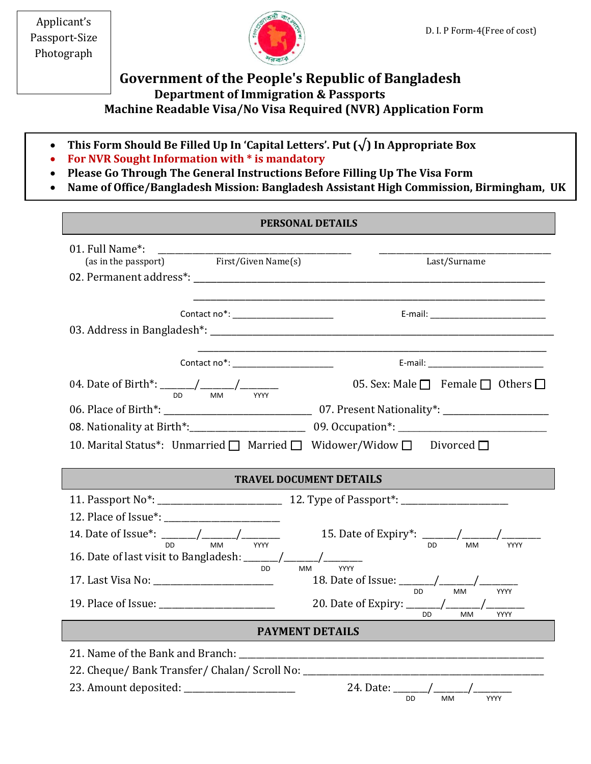Applicant's Passport-Size Photograph

D. I. P Form-4(Free of cost)

# Government of the People's Republic of Bangladesh

## Department of Immigration & Passports

## Machine Readable Visa/No Visa Required (NVR) Application Form

- **This Form Should Be Filled Up In 'Capital Letters'. Put (√) In Appropriate Box**
- **For NVR Sought Information with * is mandatory**
- **Please Go Through The General Instructions Before Filling Up The Visa Form**
- **Name of Office/Bangladesh Mission: Bangladesh Assistant High Commission, Birmingham, UK**

### PERSONAL DETAILS

01. Full Name*: ________________________________________ ____________________________________
(as in the passport) First/Given Name(s) Last/Surname

02. Permanent address*: ______________________________________________________________________

______________________________________________________________________

Contact no*: ______________________ E-mail: __________________________

03. Address in Bangladesh*: ______________________________________________________________________

______________________________________________________________________

Contact no*: ______________________ E-mail: __________________________

04. Date of Birth*: ______/______/_______ (DD MM YYYY) 05. Sex: Male ☐ Female ☐ Others ☐

06. Place of Birth*: ______________________________ 07. Present Nationality*: ____________________

08. Nationality at Birth*:_______________________ 09. Occupation*: ____________________________

10. Marital Status*: Unmarried ☐ Married ☐ Widower/Widow ☐ Divorced ☐

### TRAVEL DOCUMENT DETAILS

11. Passport No*: _________________________ 12. Type of Passport*: _____________________

12. Place of Issue*: _______________________

14. Date of Issue*: ______/______/_______ (DD MM YYYY) 15. Date of Expiry*: ______/______/_______ (DD MM YYYY)

16. Date of last visit to Bangladesh: ______/______/_______ (DD MM YYYY)

17. Last Visa No: ________________________ 18. Date of Issue: ______/______/_______ (DD MM YYYY)

19. Place of Issue: _______________________ 20. Date of Expiry: ______/______/_______ (DD MM YYYY)

### PAYMENT DETAILS

21. Name of the Bank and Branch: ____________________________________________________________

22. Cheque/ Bank Transfer/ Chalan/ Scroll No: ______________________________________________

23. Amount deposited: ______________________ 24. Date: ______/______/_______ (DD MM YYYY)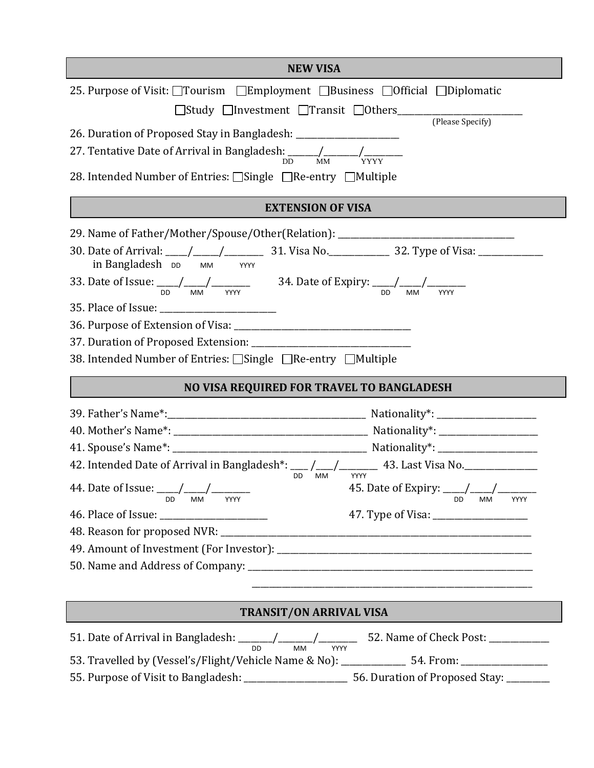## NEW VISA

25. Purpose of Visit: ☐Tourism ☐Employment ☐Business ☐Official ☐Diplomatic ☐Study ☐Investment ☐Transit ☐Others____________________________ (Please Specify)

26. Duration of Proposed Stay in Bangladesh: _______________________

27. Tentative Date of Arrival in Bangladesh: _______/________/_________ (DD MM YYYY)

28. Intended Number of Entries: ☐Single ☐Re-entry ☐Multiple

## EXTENSION OF VISA

29. Name of Father/Mother/Spouse/Other(Relation): _________________________________________

30. Date of Arrival in Bangladesh: _____/______/_________ (DD MM YYYY) 31. Visa No.______________ 32. Type of Visa: ______________

33. Date of Issue: _____/_____/_________ (DD MM YYYY) 34. Date of Expiry: _____/_____/_________ (DD MM YYYY)

35. Place of Issue: __________________________

36. Purpose of Extension of Visa: _________________________________________

37. Duration of Proposed Extension: ______________________________________

38. Intended Number of Entries: ☐Single ☐Re-entry ☐Multiple

## NO VISA REQUIRED FOR TRAVEL TO BANGLADESH

39. Father's Name*:_______________________________________________ Nationality*: ______________________

40. Mother's Name*: _____________________________________________ Nationality*: _____________________

41. Spouse's Name*: _____________________________________________ Nationality*: ______________________

42. Intended Date of Arrival in Bangladesh*: ____ /____/________ (DD MM YYYY) 43. Last Visa No.________________

44. Date of Issue: _____/_____/_________ (DD MM YYYY) 45. Date of Expiry: _____/_____/_________ (DD MM YYYY)

46. Place of Issue: ________________________ 47. Type of Visa: ____________________

48. Reason for proposed NVR: ___________________________________________________________________________

49. Amount of Investment (For Investor): __________________________________________________________

50. Name and Address of Company: __________________________________________________________________

_______________________________________________________________

## TRANSIT/ON ARRIVAL VISA

51. Date of Arrival in Bangladesh: ________/________/________ (DD MM YYYY) 52. Name of Check Post: _____________

53. Travelled by (Vessel's/Flight/Vehicle Name & No): ______________ 54. From: ___________________

55. Purpose of Visit to Bangladesh: _______________________ 56. Duration of Proposed Stay: _________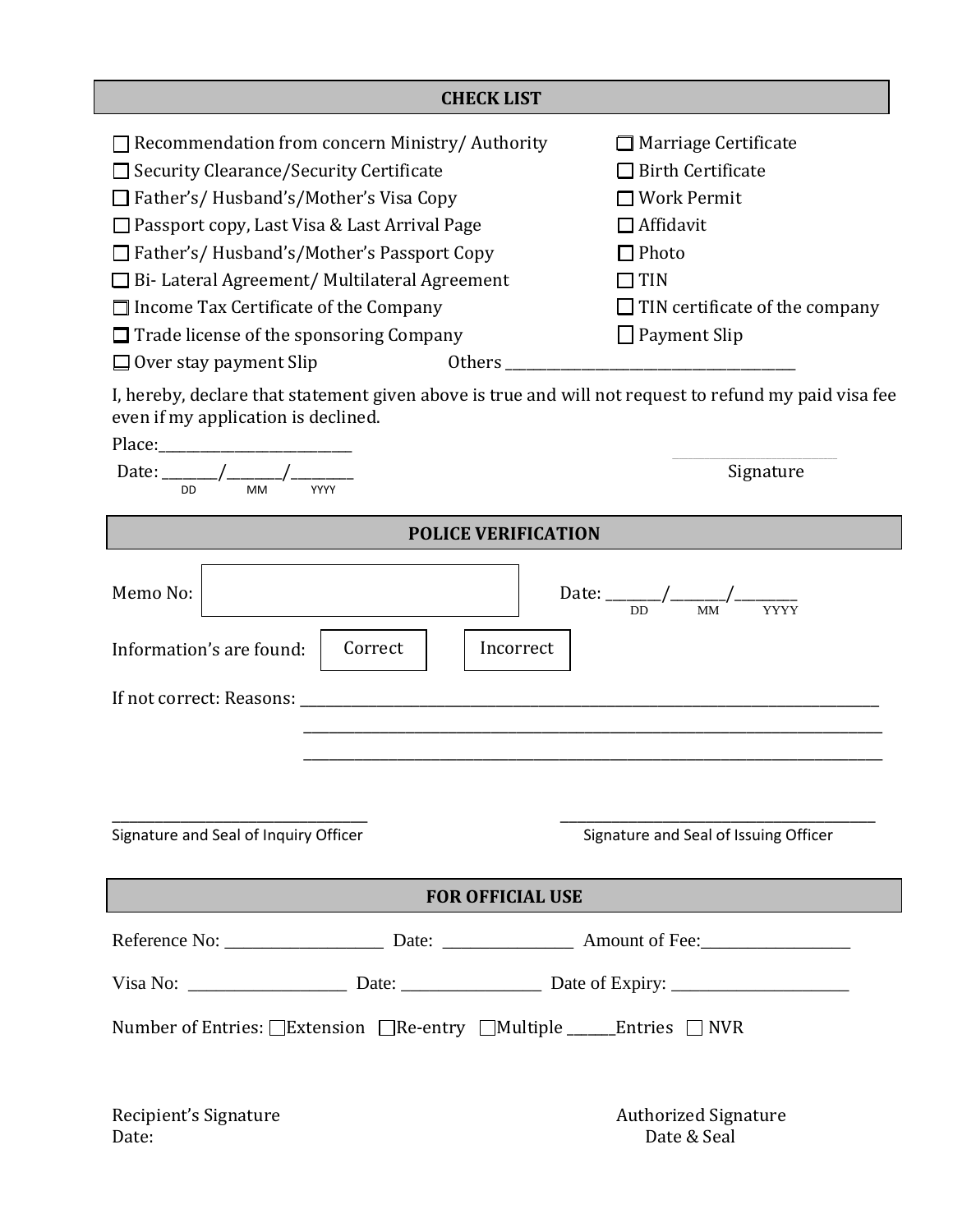## CHECK LIST

- ☐ Recommendation from concern Ministry/ Authority
- ☐ Security Clearance/Security Certificate
- ☐ Father's/ Husband's/Mother's Visa Copy
- ☐ Passport copy, Last Visa & Last Arrival Page
- ☐ Father's/ Husband's/Mother's Passport Copy
- ☐ Bi- Lateral Agreement/ Multilateral Agreement
- ☐ Income Tax Certificate of the Company
- ☐ Trade license of the sponsoring Company
- ☐ Over stay payment Slip
- ☐ Marriage Certificate
- ☐ Birth Certificate
- ☐ Work Permit
- ☐ Affidavit
- ☐ Photo
- ☐ TIN
- ☐ TIN certificate of the company
- ☐ Payment Slip

Others ________________________________________

I, hereby, declare that statement given above is true and will not request to refund my paid visa fee even if my application is declined.

Place:_________________________

Date: _______/_______/________
DD MM YYYY

Signature

## POLICE VERIFICATION

Memo No: [ ]

Date: _______/_______/________
DD MM YYYY

Information's are found: [ Correct ] [ Incorrect ]

If not correct: Reasons: ______________________________________________________________________________

______________________________________________________________________________

______________________________________________________________________________

________________________________
Signature and Seal of Inquiry Officer

________________________________
Signature and Seal of Issuing Officer

## FOR OFFICIAL USE

Reference No: __________________ Date: _______________ Amount of Fee:_________________

Visa No: __________________ Date: ________________ Date of Expiry: ____________________

Number of Entries: ☐Extension ☐Re-entry ☐Multiple ______Entries ☐ NVR

Recipient's Signature
Date:

Authorized Signature
Date & Seal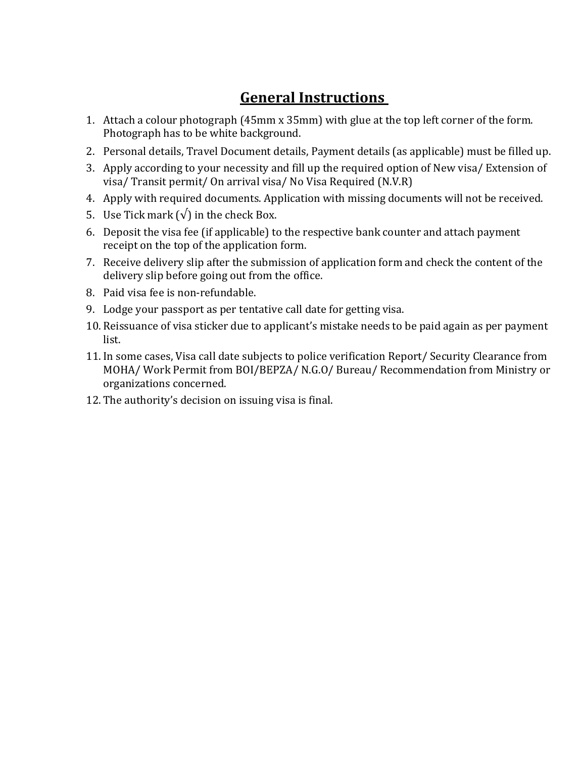## General Instructions

1. Attach a colour photograph (45mm x 35mm) with glue at the top left corner of the form. Photograph has to be white background.
2. Personal details, Travel Document details, Payment details (as applicable) must be filled up.
3. Apply according to your necessity and fill up the required option of New visa/ Extension of visa/ Transit permit/ On arrival visa/ No Visa Required (N.V.R)
4. Apply with required documents. Application with missing documents will not be received.
5. Use Tick mark (√) in the check Box.
6. Deposit the visa fee (if applicable) to the respective bank counter and attach payment receipt on the top of the application form.
7. Receive delivery slip after the submission of application form and check the content of the delivery slip before going out from the office.
8. Paid visa fee is non-refundable.
9. Lodge your passport as per tentative call date for getting visa.
10. Reissuance of visa sticker due to applicant's mistake needs to be paid again as per payment list.
11. In some cases, Visa call date subjects to police verification Report/ Security Clearance from MOHA/ Work Permit from BOI/BEPZA/ N.G.O/ Bureau/ Recommendation from Ministry or organizations concerned.
12. The authority's decision on issuing visa is final.